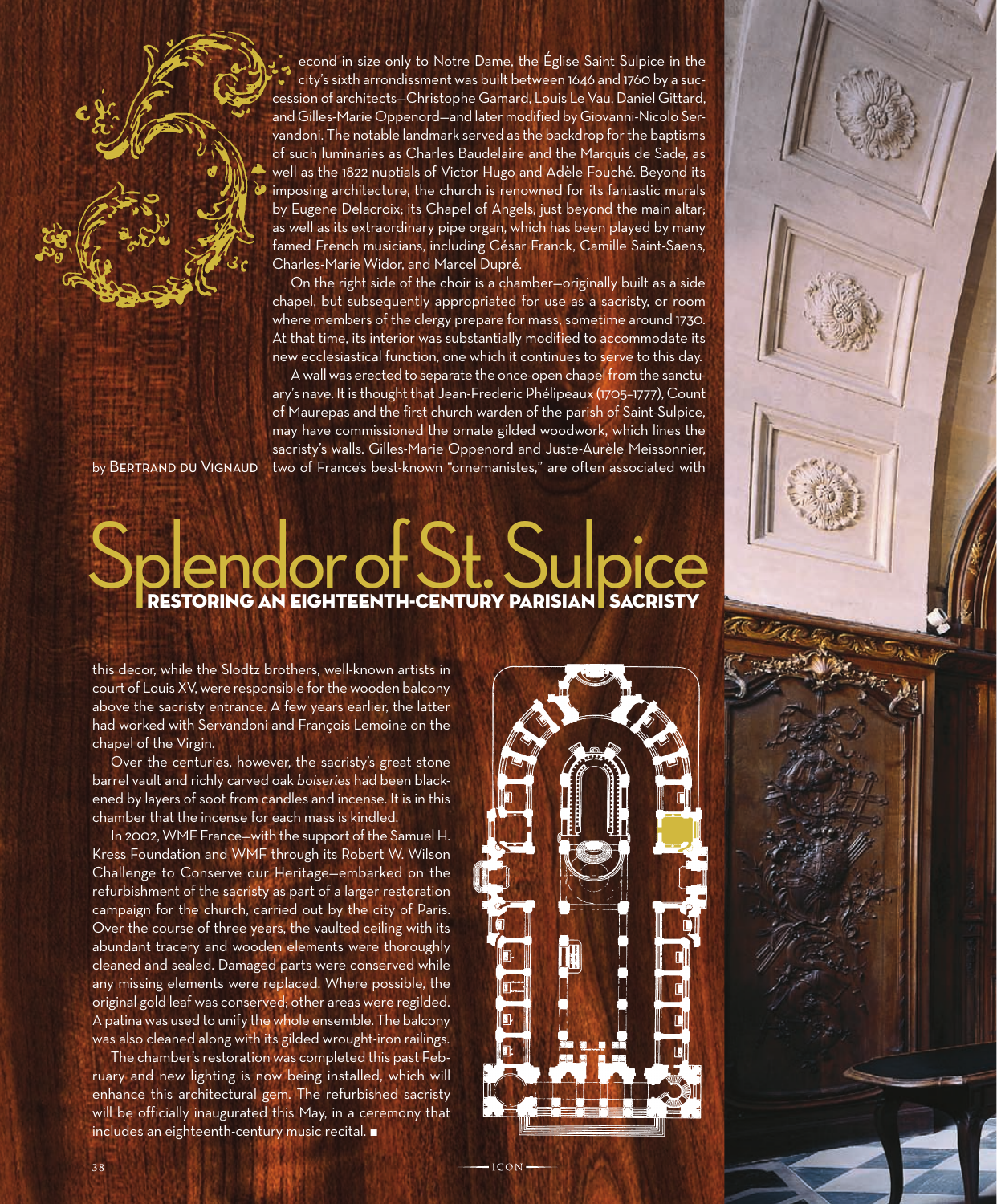# Splendor of St. Sulpice

## RESTORING AN EIGHTEENTH-CENTURY PARISIAN SACRISTY

by BERTRAND DU VIGNAUD

Second in size only to Notre Dame, the Église Saint Sulpice in the city's sixth arrondissment was built between 1646 and 1760 by a succession of architects—Christophe Gamard, Louis Le Vau, Daniel Gittard, and Gilles-Marie Oppenord—and later modified by Giovanni-Nicolo Servandoni. The notable landmark served as the backdrop for the baptisms of such luminaries as Charles Baudelaire and the Marquis de Sade, as well as the 1822 nuptials of Victor Hugo and Adèle Fouché. Beyond its imposing architecture, the church is renowned for its fantastic murals by Eugene Delacroix; its Chapel of Angels, just beyond the main altar; as well as its extraordinary pipe organ, which has been played by many famed French musicians, including César Franck, Camille Saint-Saens, Charles-Marie Widor, and Marcel Dupré.

On the right side of the choir is a chamber—originally built as a side chapel, but subsequently appropriated for use as a sacristy, or room where members of the clergy prepare for mass, sometime around 1730. At that time, its interior was substantially modified to accommodate its new ecclesiastical function, one which it continues to serve to this day.

A wall was erected to separate the once-open chapel from the sanctuary's nave. It is thought that Jean-Frederic Phélipeaux (1705–1777), Count of Maurepas and the first church warden of the parish of Saint-Sulpice, may have commissioned the ornate gilded woodwork, which lines the sacristy's walls. Gilles-Marie Oppenord and Juste-Aurèle Meissonnier, two of France's best-known "ornemanistes," are often associated with this decor, while the Slodtz brothers, well-known artists in court of Louis XV, were responsible for the wooden balcony above the sacristy entrance. A few years earlier, the latter had worked with Servandoni and François Lemoine on the chapel of the Virgin.

Over the centuries, however, the sacristy's great stone barrel vault and richly carved oak *boiseries* had been blackened by layers of soot from candles and incense. It is in this chamber that the incense for each mass is kindled.

In 2002, WMF France—with the support of the Samuel H. Kress Foundation and WMF through its Robert W. Wilson Challenge to Conserve our Heritage—embarked on the refurbishment of the sacristy as part of a larger restoration campaign for the church, carried out by the city of Paris. Over the course of three years, the vaulted ceiling with its abundant tracery and wooden elements were thoroughly cleaned and sealed. Damaged parts were conserved while any missing elements were replaced. Where possible, the original gold leaf was conserved; other areas were regilded. A patina was used to unify the whole ensemble. The balcony was also cleaned along with its gilded wrought-iron railings.

The chamber's restoration was completed this past February and new lighting is now being installed, which will enhance this architectural gem. The refurbished sacristy will be officially inaugurated this May, in a ceremony that includes an eighteenth-century music recital. ■